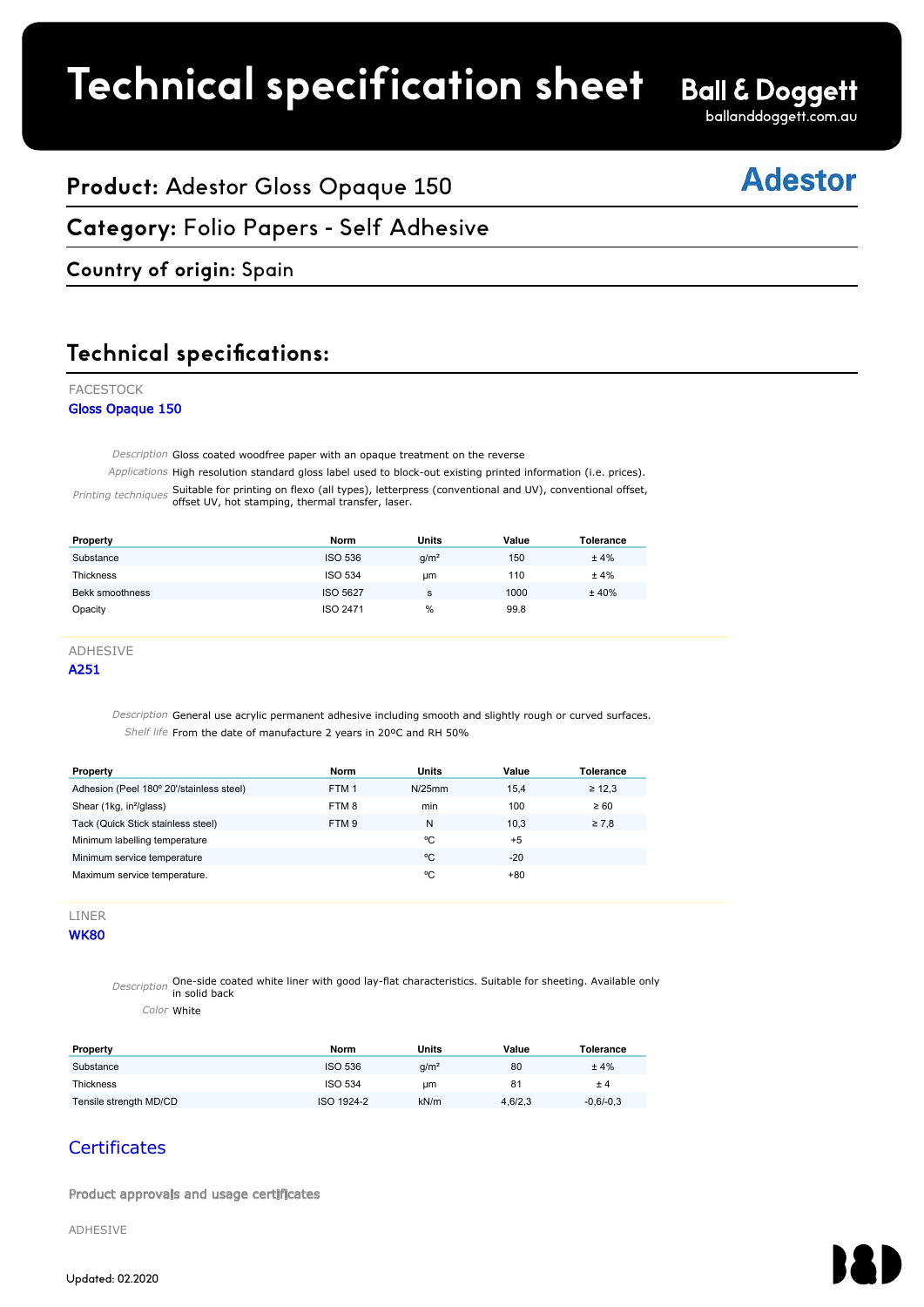# Technical specification sheet

**Ball & Doggett**
balanddoggett.com.au

## Product: Adestor Gloss Opaque 150

**Adestor**

## Category: Folio Papers - Self Adhesive

### Country of origin: Spain

## Technical specifications:

FACESTOCK

### Gloss Opaque 150

*Description* Gloss coated woodfree paper with an opaque treatment on the reverse

*Applications* High resolution standard gloss label used to block-out existing printed information (i.e. prices).

*Printing techniques* Suitable for printing on flexo (all types), letterpress (conventional and UV), conventional offset, offset UV, hot stamping, thermal transfer, laser.

| Property | Norm | Units | Value | Tolerance |
|---|---|---|---|---|
| Substance | ISO 536 | g/m² | 150 | ± 4% |
| Thickness | ISO 534 | μm | 110 | ± 4% |
| Bekk smoothness | ISO 5627 | s | 1000 | ± 40% |
| Opacity | ISO 2471 | % | 99.8 | |

ADHESIVE

### A251

*Description* General use acrylic permanent adhesive including smooth and slightly rough or curved surfaces.

*Shelf life* From the date of manufacture 2 years in 20ºC and RH 50%

| Property | Norm | Units | Value | Tolerance |
|---|---|---|---|---|
| Adhesion (Peel 180º 20'/stainless steel) | FTM 1 | N/25mm | 15,4 | ≥ 12,3 |
| Shear (1kg, in²/glass) | FTM 8 | min | 100 | ≥ 60 |
| Tack (Quick Stick stainless steel) | FTM 9 | N | 10,3 | ≥ 7,8 |
| Minimum labelling temperature | | ºC | +5 | |
| Minimum service temperature | | ºC | -20 | |
| Maximum service temperature. | | ºC | +80 | |

LINER

### WK80

*Description* One-side coated white liner with good lay-flat characteristics. Suitable for sheeting. Available only in solid back

*Color* White

| Property | Norm | Units | Value | Tolerance |
|---|---|---|---|---|
| Substance | ISO 536 | g/m² | 80 | ± 4% |
| Thickness | ISO 534 | μm | 81 | ± 4 |
| Tensile strength MD/CD | ISO 1924-2 | kN/m | 4,6/2,3 | -0,6/-0,3 |

## Certificates

Product approvals and usage certificates

ADHESIVE

Updated: 02.2020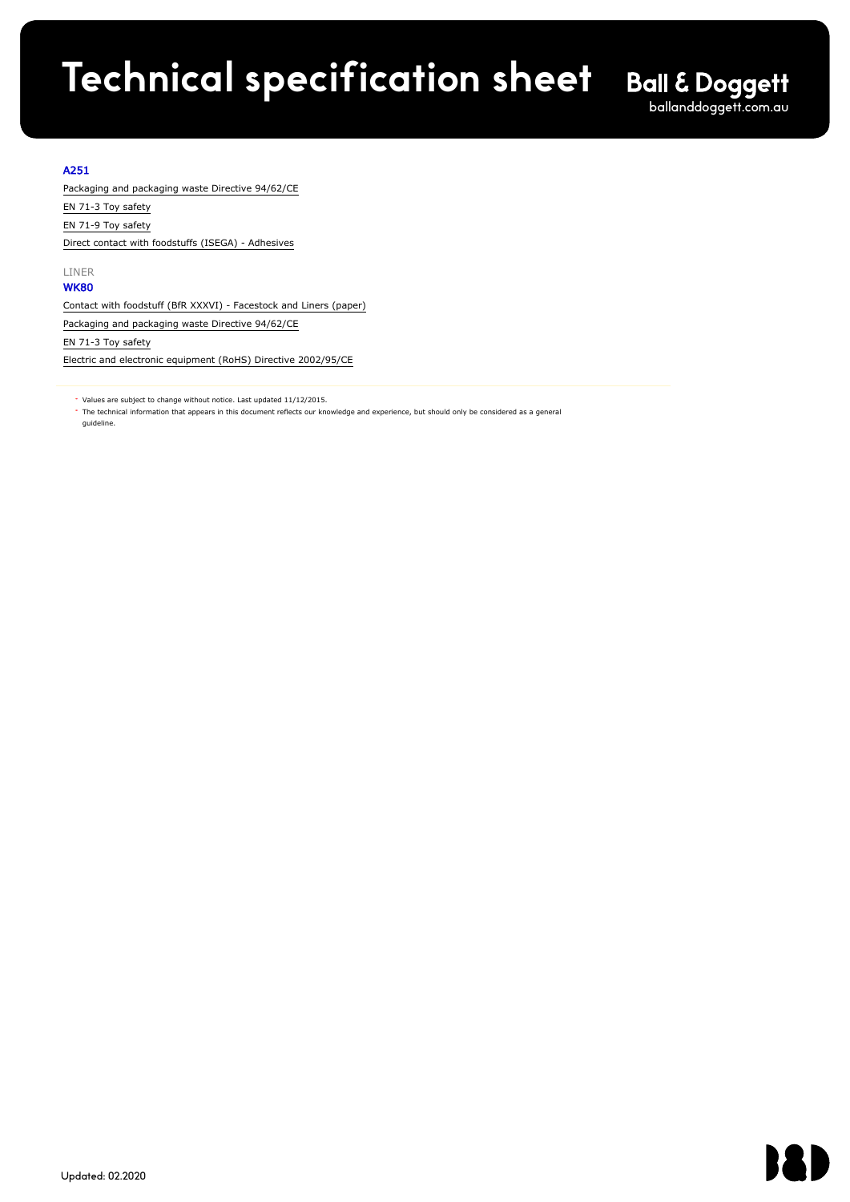### A251

Packaging and packaging waste Directive 94/62/CE

EN 71-3 Toy safety

EN 71-9 Toy safety

Direct contact with foodstuffs (ISEGA) - Adhesives

LINER

### WK80

Contact with foodstuff (BfR XXXVI) - Facestock and Liners (paper)

Packaging and packaging waste Directive 94/62/CE

EN 71-3 Toy safety

Electric and electronic equipment (RoHS) Directive 2002/95/CE

- Values are subject to change without notice. Last updated 11/12/2015.
- The technical information that appears in this document reflects our knowledge and experience, but should only be considered as a general guideline.